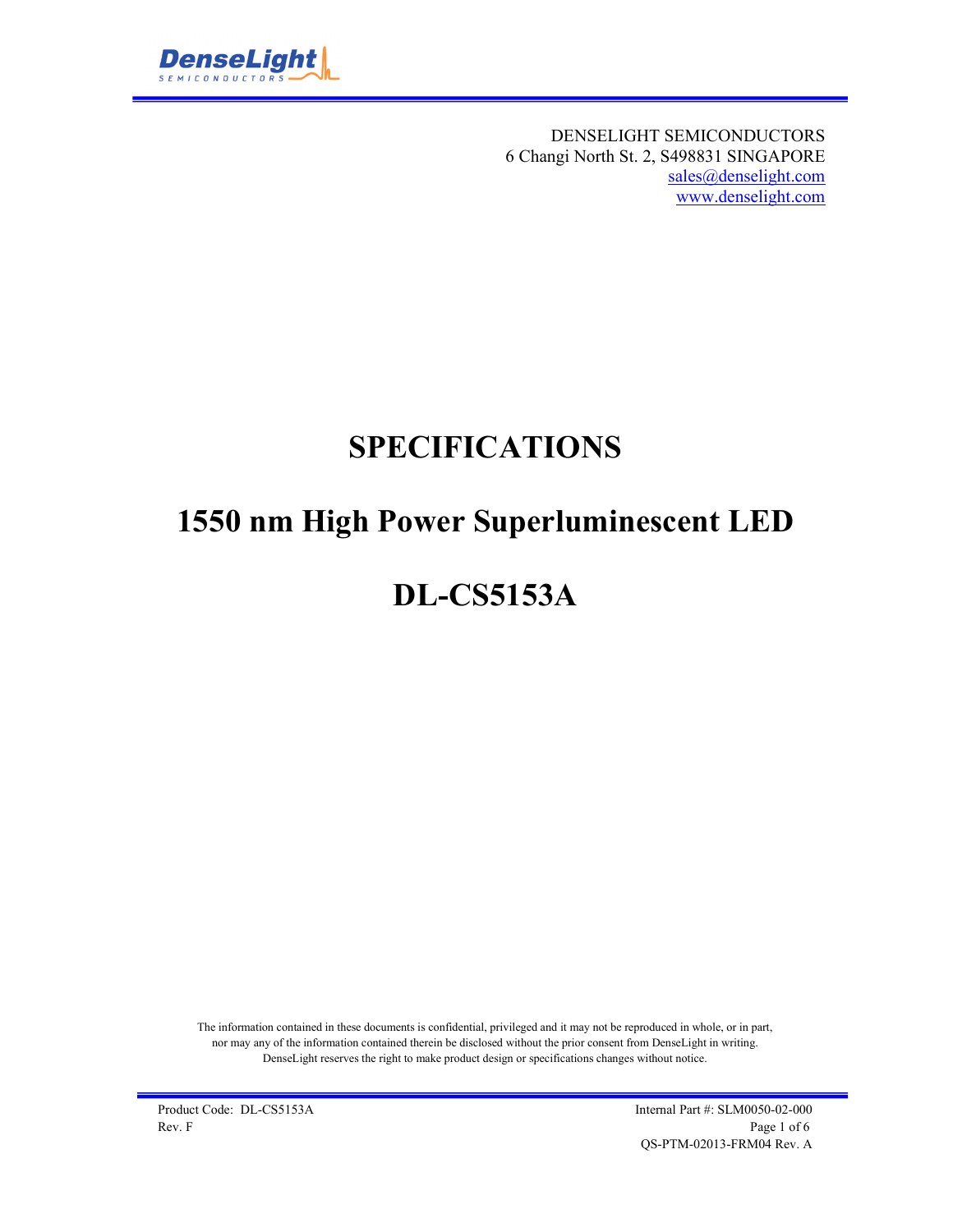DENSELIGHT SEMICONDUCTORS
6 Changi North St. 2, S498831 SINGAPORE
sales@denselight.com
www.denselight.com

# SPECIFICATIONS

# 1550 nm High Power Superluminescent LED

# DL-CS5153A

The information contained in these documents is confidential, privileged and it may not be reproduced in whole, or in part, nor may any of the information contained therein be disclosed without the prior consent from DenseLight in writing. DenseLight reserves the right to make product design or specifications changes without notice.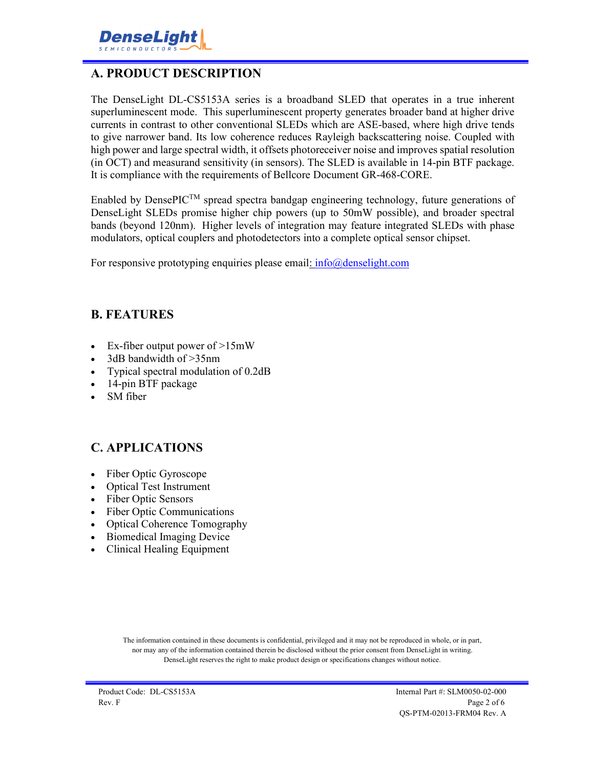## A. PRODUCT DESCRIPTION

The DenseLight DL-CS5153A series is a broadband SLED that operates in a true inherent superluminescent mode. This superluminescent property generates broader band at higher drive currents in contrast to other conventional SLEDs which are ASE-based, where high drive tends to give narrower band. Its low coherence reduces Rayleigh backscattering noise. Coupled with high power and large spectral width, it offsets photoreceiver noise and improves spatial resolution (in OCT) and measurand sensitivity (in sensors). The SLED is available in 14-pin BTF package. It is compliance with the requirements of Bellcore Document GR-468-CORE.

Enabled by DensePIC™ spread spectra bandgap engineering technology, future generations of DenseLight SLEDs promise higher chip powers (up to 50mW possible), and broader spectral bands (beyond 120nm). Higher levels of integration may feature integrated SLEDs with phase modulators, optical couplers and photodetectors into a complete optical sensor chipset.

For responsive prototyping enquiries please email: info@denselight.com

## B. FEATURES

- Ex-fiber output power of >15mW
- 3dB bandwidth of >35nm
- Typical spectral modulation of 0.2dB
- 14-pin BTF package
- SM fiber

## C. APPLICATIONS

- Fiber Optic Gyroscope
- Optical Test Instrument
- Fiber Optic Sensors
- Fiber Optic Communications
- Optical Coherence Tomography
- Biomedical Imaging Device
- Clinical Healing Equipment

The information contained in these documents is confidential, privileged and it may not be reproduced in whole, or in part, nor may any of the information contained therein be disclosed without the prior consent from DenseLight in writing. DenseLight reserves the right to make product design or specifications changes without notice.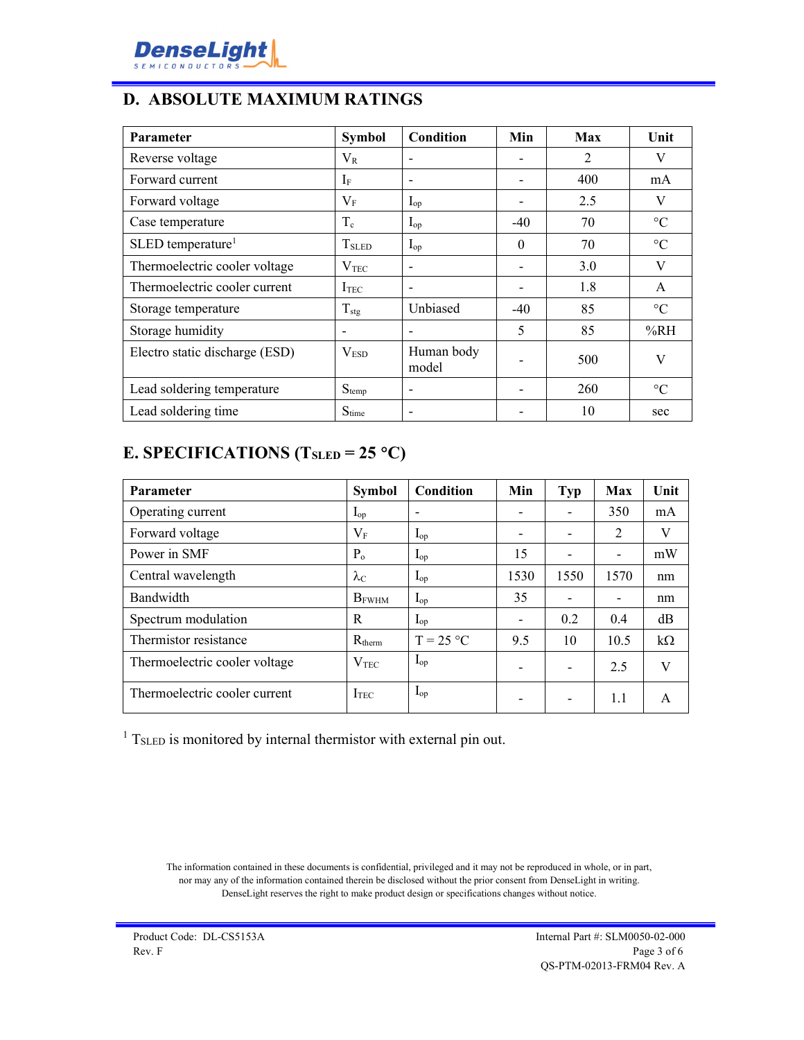## D. ABSOLUTE MAXIMUM RATINGS

| Parameter | Symbol | Condition | Min | Max | Unit |
|---|---|---|---|---|---|
| Reverse voltage | $V_R$ | - | - | 2 | V |
| Forward current | $I_F$ | - | - | 400 | mA |
| Forward voltage | $V_F$ | $I_{op}$ | - | 2.5 | V |
| Case temperature | $T_c$ | $I_{op}$ | -40 | 70 | °C |
| SLED temperature[1] | $T_{SLED}$ | $I_{op}$ | 0 | 70 | °C |
| Thermoelectric cooler voltage | $V_{TEC}$ | - | - | 3.0 | V |
| Thermoelectric cooler current | $I_{TEC}$ | - | - | 1.8 | A |
| Storage temperature | $T_{stg}$ | Unbiased | -40 | 85 | °C |
| Storage humidity | - | - | 5 | 85 | %RH |
| Electro static discharge (ESD) | $V_{ESD}$ | Human body model | - | 500 | V |
| Lead soldering temperature | $S_{temp}$ | - | - | 260 | °C |
| Lead soldering time | $S_{time}$ | - | - | 10 | sec |

## E. SPECIFICATIONS ($T_{SLED}$ = 25 °C)

| Parameter | Symbol | Condition | Min | Typ | Max | Unit |
|---|---|---|---|---|---|---|
| Operating current | $I_{op}$ | - | - | - | 350 | mA |
| Forward voltage | $V_F$ | $I_{op}$ | - | - | 2 | V |
| Power in SMF | $P_o$ | $I_{op}$ | 15 | - | - | mW |
| Central wavelength | $\lambda_C$ | $I_{op}$ | 1530 | 1550 | 1570 | nm |
| Bandwidth | $B_{FWHM}$ | $I_{op}$ | 35 | - | - | nm |
| Spectrum modulation | R | $I_{op}$ | - | 0.2 | 0.4 | dB |
| Thermistor resistance | $R_{therm}$ | T = 25 °C | 9.5 | 10 | 10.5 | kΩ |
| Thermoelectric cooler voltage | $V_{TEC}$ | $I_{op}$ | - | - | 2.5 | V |
| Thermoelectric cooler current | $I_{TEC}$ | $I_{op}$ | - | - | 1.1 | A |

[1] $T_{SLED}$ is monitored by internal thermistor with external pin out.

The information contained in these documents is confidential, privileged and it may not be reproduced in whole, or in part, nor may any of the information contained therein be disclosed without the prior consent from DenseLight in writing. DenseLight reserves the right to make product design or specifications changes without notice.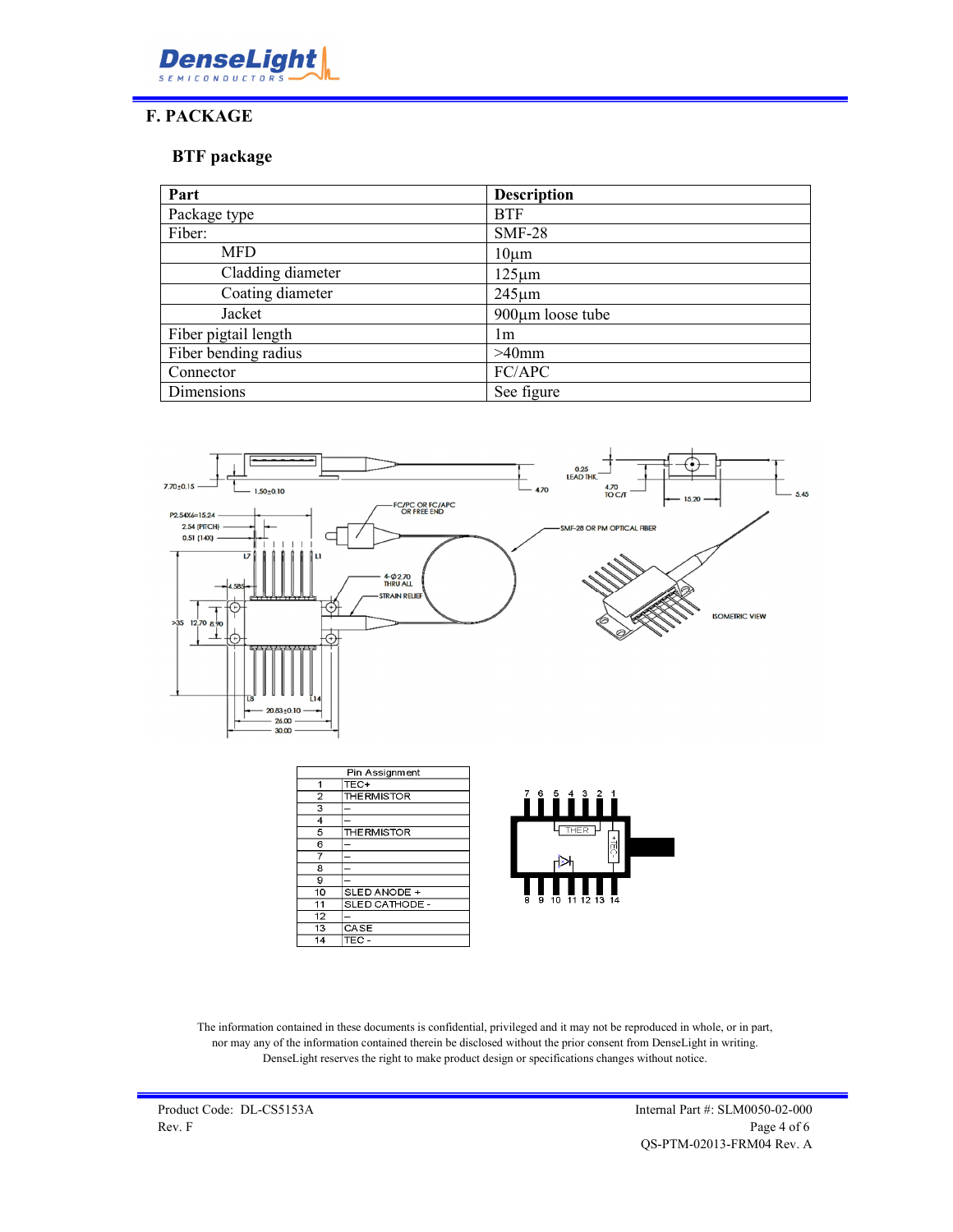## F. PACKAGE

### BTF package

| Part | Description |
|---|---|
| Package type | BTF |
| Fiber: | SMF-28 |
| MFD | 10µm |
| Cladding diameter | 125µm |
| Coating diameter | 245µm |
| Jacket | 900µm loose tube |
| Fiber pigtail length | 1m |
| Fiber bending radius | >40mm |
| Connector | FC/APC |
| Dimensions | See figure |

| Pin Assignment | |
|---|---|
| 1 | TEC+ |
| 2 | THERMISTOR |
| 3 | – |
| 4 | – |
| 5 | THERMISTOR |
| 6 | – |
| 7 | – |
| 8 | – |
| 9 | – |
| 10 | SLED ANODE + |
| 11 | SLED CATHODE - |
| 12 | – |
| 13 | CASE |
| 14 | TEC - |

The information contained in these documents is confidential, privileged and it may not be reproduced in whole, or in part, nor may any of the information contained therein be disclosed without the prior consent from DenseLight in writing. DenseLight reserves the right to make product design or specifications changes without notice.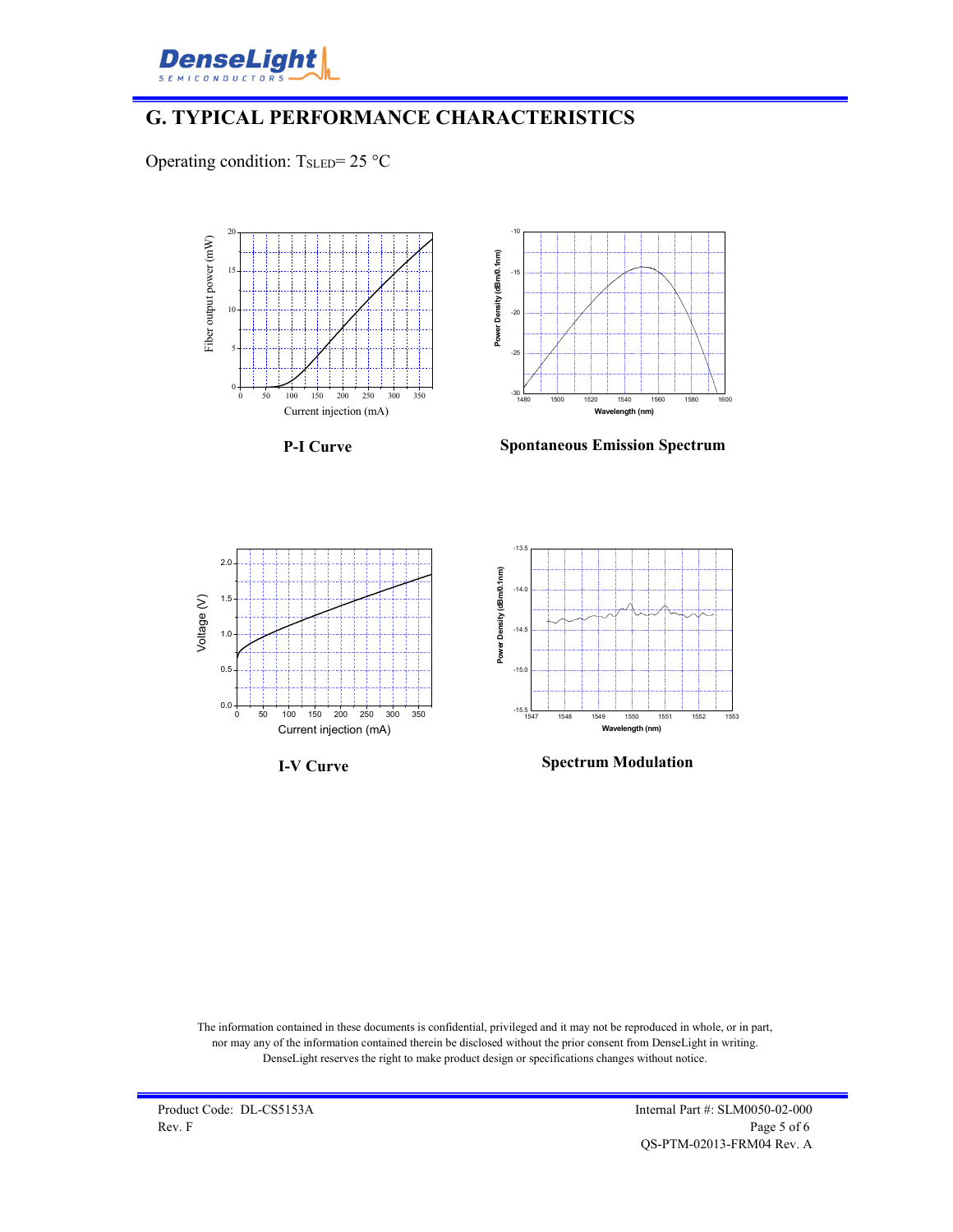## G. TYPICAL PERFORMANCE CHARACTERISTICS

Operating condition: $T_{SLED}$= 25 °C

**P-I Curve**

**Spontaneous Emission Spectrum**

**I-V Curve**

**Spectrum Modulation**

The information contained in these documents is confidential, privileged and it may not be reproduced in whole, or in part, nor may any of the information contained therein be disclosed without the prior consent from DenseLight in writing. DenseLight reserves the right to make product design or specifications changes without notice.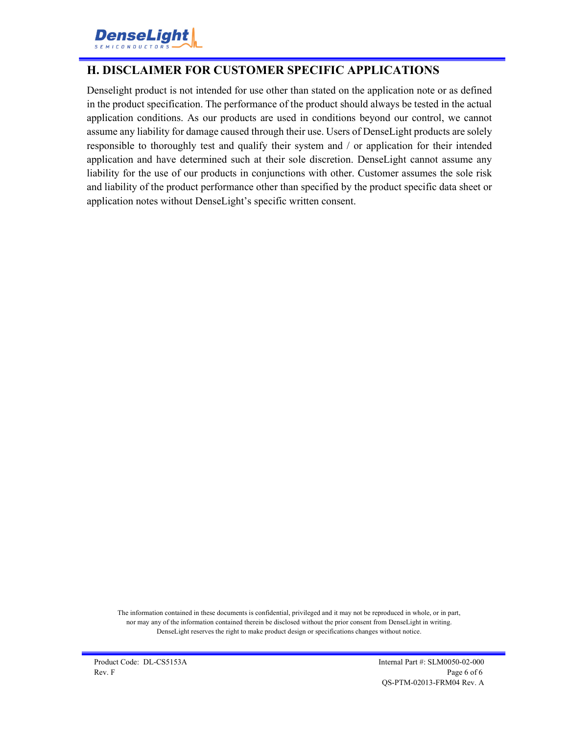## H. DISCLAIMER FOR CUSTOMER SPECIFIC APPLICATIONS

Denselight product is not intended for use other than stated on the application note or as defined in the product specification. The performance of the product should always be tested in the actual application conditions. As our products are used in conditions beyond our control, we cannot assume any liability for damage caused through their use. Users of DenseLight products are solely responsible to thoroughly test and qualify their system and / or application for their intended application and have determined such at their sole discretion. DenseLight cannot assume any liability for the use of our products in conjunctions with other. Customer assumes the sole risk and liability of the product performance other than specified by the product specific data sheet or application notes without DenseLight's specific written consent.